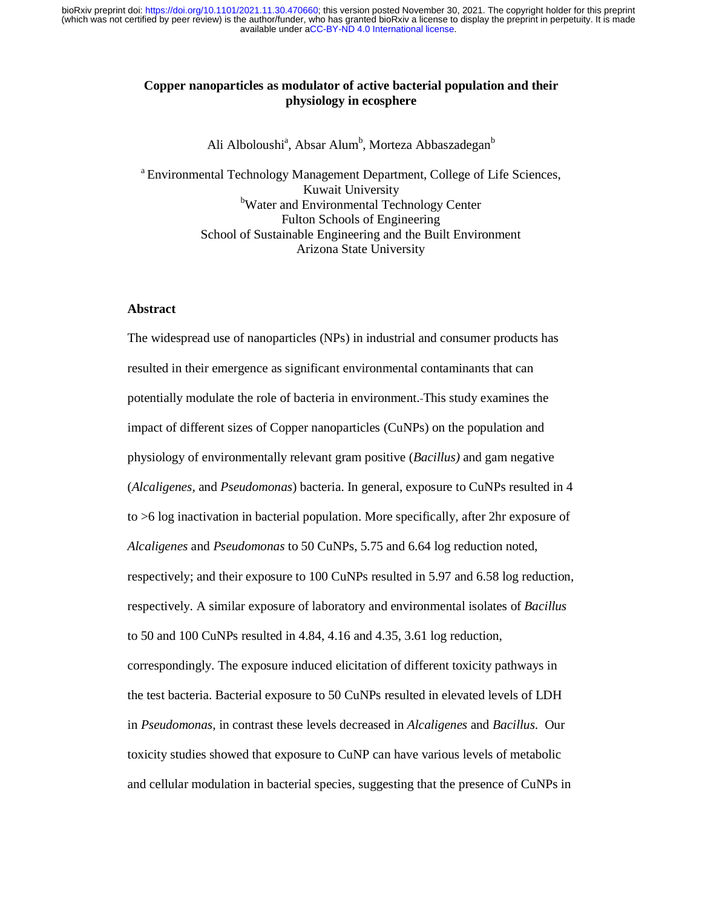# Copper nanoparticles as modulator of active bacterial population and their physiology in ecosphere

Ali Alboloushi[a], Absar Alum[b], Morteza Abbaszadegan[b]

[a] Environmental Technology Management Department, College of Life Sciences, Kuwait University

[b]Water and Environmental Technology Center
Fulton Schools of Engineering
School of Sustainable Engineering and the Built Environment
Arizona State University

## Abstract

The widespread use of nanoparticles (NPs) in industrial and consumer products has resulted in their emergence as significant environmental contaminants that can potentially modulate the role of bacteria in environment. This study examines the impact of different sizes of Copper nanoparticles (CuNPs) on the population and physiology of environmentally relevant gram positive (*Bacillus)* and gam negative (*Alcaligenes*, and *Pseudomonas*) bacteria. In general, exposure to CuNPs resulted in 4 to >6 log inactivation in bacterial population. More specifically, after 2hr exposure of *Alcaligenes* and *Pseudomonas* to 50 CuNPs, 5.75 and 6.64 log reduction noted, respectively; and their exposure to 100 CuNPs resulted in 5.97 and 6.58 log reduction, respectively. A similar exposure of laboratory and environmental isolates of *Bacillus* to 50 and 100 CuNPs resulted in 4.84, 4.16 and 4.35, 3.61 log reduction, correspondingly. The exposure induced elicitation of different toxicity pathways in the test bacteria. Bacterial exposure to 50 CuNPs resulted in elevated levels of LDH in *Pseudomonas*, in contrast these levels decreased in *Alcaligenes* and *Bacillus.* Our toxicity studies showed that exposure to CuNP can have various levels of metabolic and cellular modulation in bacterial species, suggesting that the presence of CuNPs in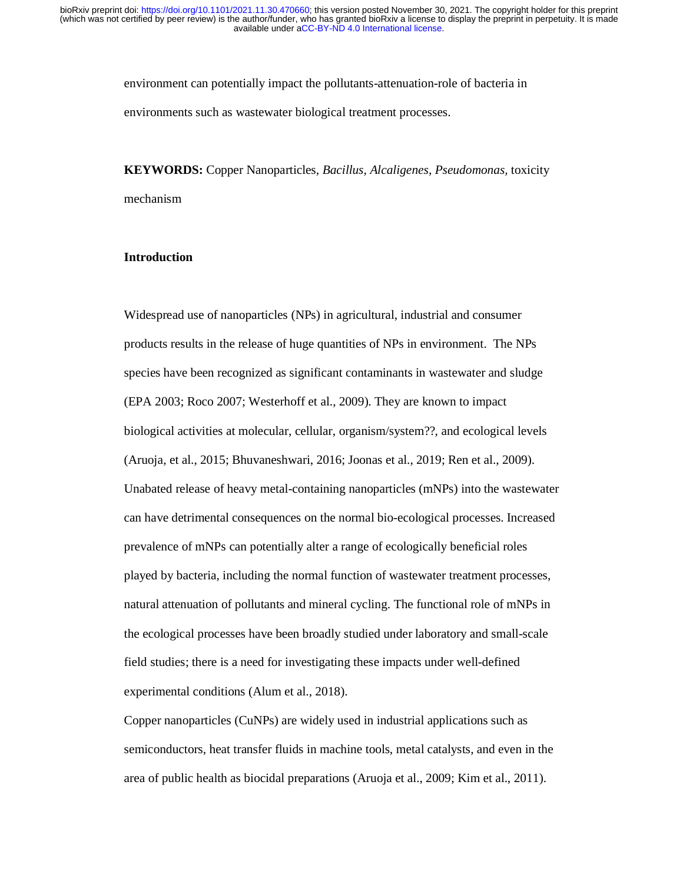environment can potentially impact the pollutants-attenuation-role of bacteria in environments such as wastewater biological treatment processes.

**KEYWORDS:** Copper Nanoparticles, *Bacillus, Alcaligenes, Pseudomonas,* toxicity mechanism

## Introduction

Widespread use of nanoparticles (NPs) in agricultural, industrial and consumer products results in the release of huge quantities of NPs in environment. The NPs species have been recognized as significant contaminants in wastewater and sludge (EPA 2003; Roco 2007; Westerhoff et al., 2009). They are known to impact biological activities at molecular, cellular, organism/system??, and ecological levels (Aruoja, et al., 2015; Bhuvaneshwari, 2016; Joonas et al., 2019; Ren et al., 2009). Unabated release of heavy metal-containing nanoparticles (mNPs) into the wastewater can have detrimental consequences on the normal bio-ecological processes. Increased prevalence of mNPs can potentially alter a range of ecologically beneficial roles played by bacteria, including the normal function of wastewater treatment processes, natural attenuation of pollutants and mineral cycling. The functional role of mNPs in the ecological processes have been broadly studied under laboratory and small-scale field studies; there is a need for investigating these impacts under well-defined experimental conditions (Alum et al., 2018).

Copper nanoparticles (CuNPs) are widely used in industrial applications such as semiconductors, heat transfer fluids in machine tools, metal catalysts, and even in the area of public health as biocidal preparations (Aruoja et al., 2009; Kim et al., 2011).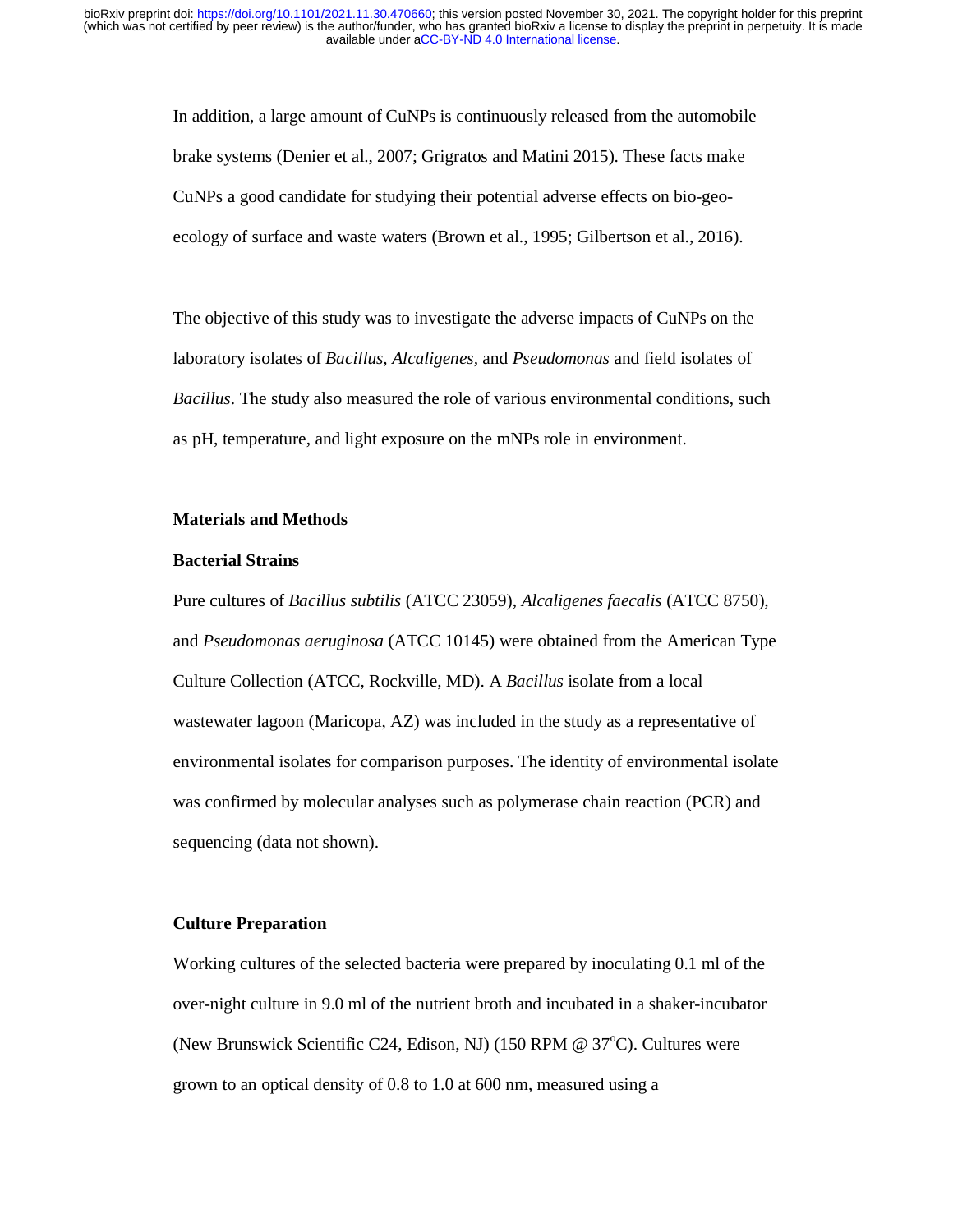In addition, a large amount of CuNPs is continuously released from the automobile brake systems (Denier et al., 2007; Grigratos and Matini 2015). These facts make CuNPs a good candidate for studying their potential adverse effects on bio-geo-ecology of surface and waste waters (Brown et al., 1995; Gilbertson et al., 2016).

The objective of this study was to investigate the adverse impacts of CuNPs on the laboratory isolates of *Bacillus, Alcaligenes*, and *Pseudomonas* and field isolates of *Bacillus*. The study also measured the role of various environmental conditions, such as pH, temperature, and light exposure on the mNPs role in environment.

## Materials and Methods

### Bacterial Strains

Pure cultures of *Bacillus subtilis* (ATCC 23059), *Alcaligenes faecalis* (ATCC 8750), and *Pseudomonas aeruginosa* (ATCC 10145) were obtained from the American Type Culture Collection (ATCC, Rockville, MD). A *Bacillus* isolate from a local wastewater lagoon (Maricopa, AZ) was included in the study as a representative of environmental isolates for comparison purposes. The identity of environmental isolate was confirmed by molecular analyses such as polymerase chain reaction (PCR) and sequencing (data not shown).

### Culture Preparation

Working cultures of the selected bacteria were prepared by inoculating 0.1 ml of the over-night culture in 9.0 ml of the nutrient broth and incubated in a shaker-incubator (New Brunswick Scientific C24, Edison, NJ) (150 RPM @ 37$^{o}$C). Cultures were grown to an optical density of 0.8 to 1.0 at 600 nm, measured using a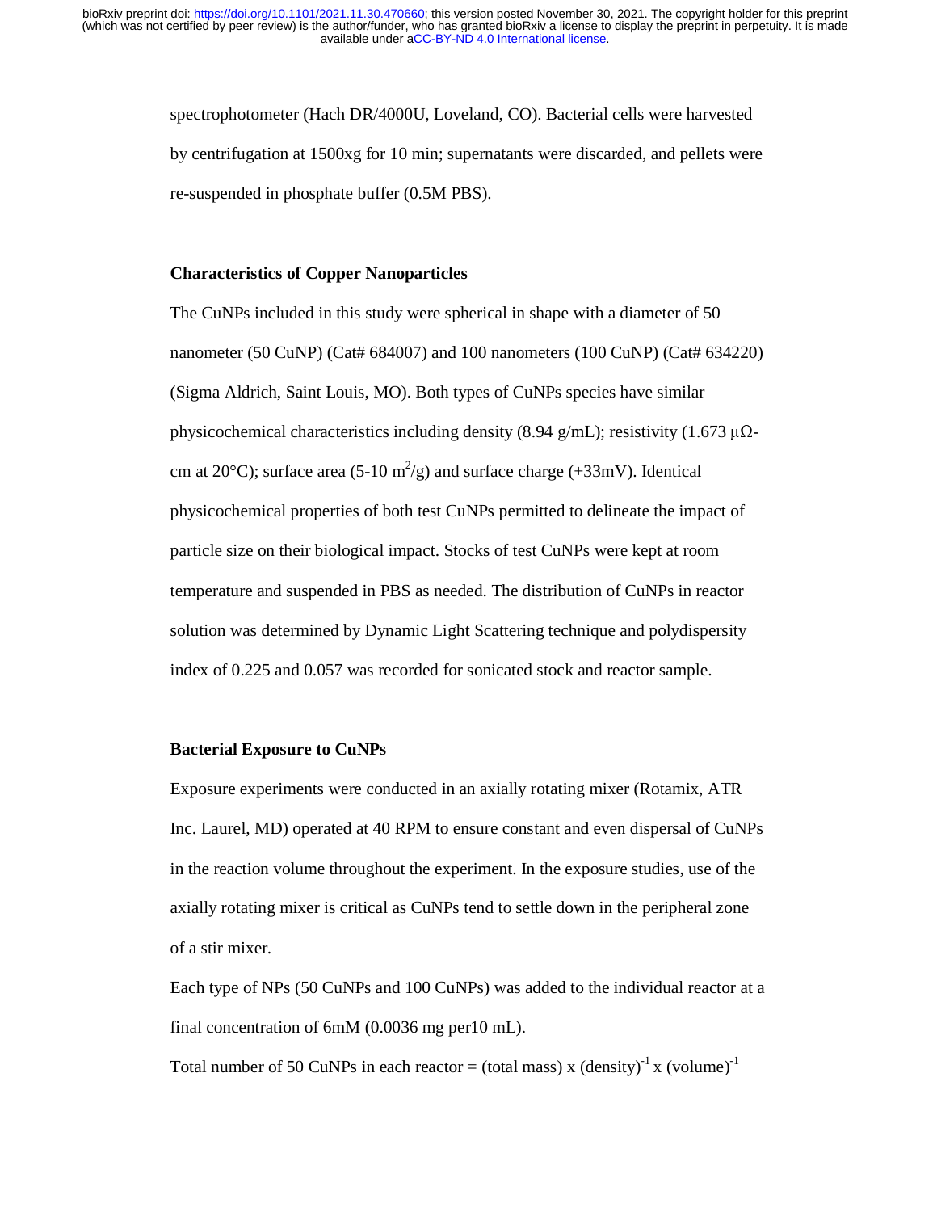spectrophotometer (Hach DR/4000U, Loveland, CO). Bacterial cells were harvested by centrifugation at 1500xg for 10 min; supernatants were discarded, and pellets were re-suspended in phosphate buffer (0.5M PBS).

### Characteristics of Copper Nanoparticles

The CuNPs included in this study were spherical in shape with a diameter of 50 nanometer (50 CuNP) (Cat# 684007) and 100 nanometers (100 CuNP) (Cat# 634220) (Sigma Aldrich, Saint Louis, MO). Both types of CuNPs species have similar physicochemical characteristics including density (8.94 g/mL); resistivity (1.673 μΩ-cm at 20°C); surface area (5-10 $m^2/g$) and surface charge (+33mV). Identical physicochemical properties of both test CuNPs permitted to delineate the impact of particle size on their biological impact. Stocks of test CuNPs were kept at room temperature and suspended in PBS as needed. The distribution of CuNPs in reactor solution was determined by Dynamic Light Scattering technique and polydispersity index of 0.225 and 0.057 was recorded for sonicated stock and reactor sample.

### Bacterial Exposure to CuNPs

Exposure experiments were conducted in an axially rotating mixer (Rotamix, ATR Inc. Laurel, MD) operated at 40 RPM to ensure constant and even dispersal of CuNPs in the reaction volume throughout the experiment. In the exposure studies, use of the axially rotating mixer is critical as CuNPs tend to settle down in the peripheral zone of a stir mixer.

Each type of NPs (50 CuNPs and 100 CuNPs) was added to the individual reactor at a final concentration of 6mM (0.0036 mg per10 mL).

Total number of 50 CuNPs in each reactor = (total mass) x $(\text{density})^{-1}$ x $(\text{volume})^{-1}$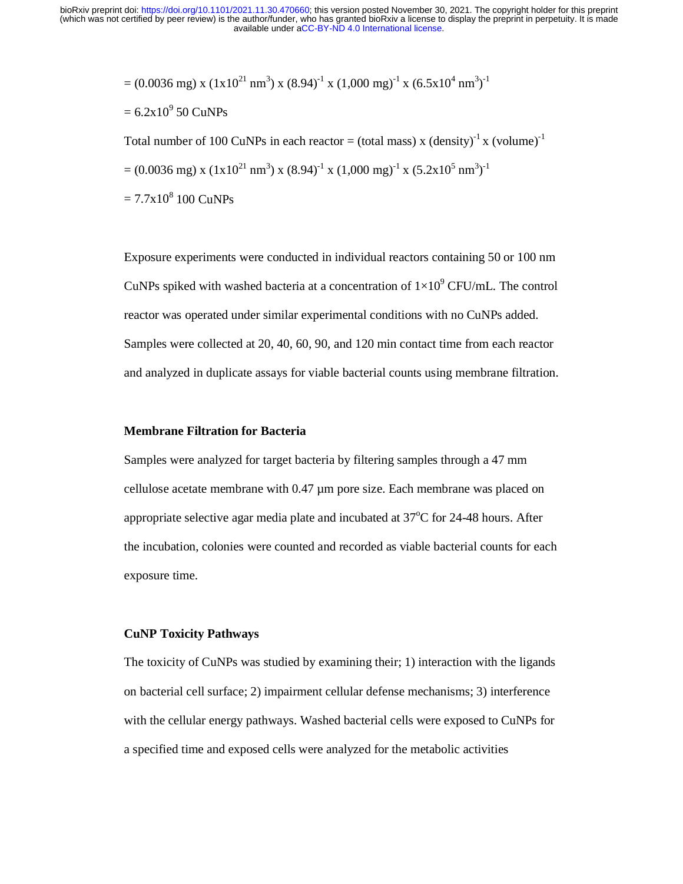$= (0.0036 \text{ mg}) \times (1\times10^{21} \text{ nm}^3) \times (8.94)^{-1} \times (1{,}000 \text{ mg})^{-1} \times (6.5\times10^4 \text{ nm}^3)^{-1}$

$= 6.2\times10^9$ 50 CuNPs

Total number of 100 CuNPs in each reactor = (total mass) x $(\text{density})^{-1}$ x $(\text{volume})^{-1}$

$= (0.0036 \text{ mg}) \times (1\times10^{21} \text{ nm}^3) \times (8.94)^{-1} \times (1{,}000 \text{ mg})^{-1} \times (5.2\times10^5 \text{ nm}^3)^{-1}$

$= 7.7\times10^8$ 100 CuNPs

Exposure experiments were conducted in individual reactors containing 50 or 100 nm CuNPs spiked with washed bacteria at a concentration of $1\times10^9$ CFU/mL. The control reactor was operated under similar experimental conditions with no CuNPs added. Samples were collected at 20, 40, 60, 90, and 120 min contact time from each reactor and analyzed in duplicate assays for viable bacterial counts using membrane filtration.

**Membrane Filtration for Bacteria**

Samples were analyzed for target bacteria by filtering samples through a 47 mm cellulose acetate membrane with 0.47 µm pore size. Each membrane was placed on appropriate selective agar media plate and incubated at $37^oC$ for 24-48 hours. After the incubation, colonies were counted and recorded as viable bacterial counts for each exposure time.

**CuNP Toxicity Pathways**

The toxicity of CuNPs was studied by examining their; 1) interaction with the ligands on bacterial cell surface; 2) impairment cellular defense mechanisms; 3) interference with the cellular energy pathways. Washed bacterial cells were exposed to CuNPs for a specified time and exposed cells were analyzed for the metabolic activities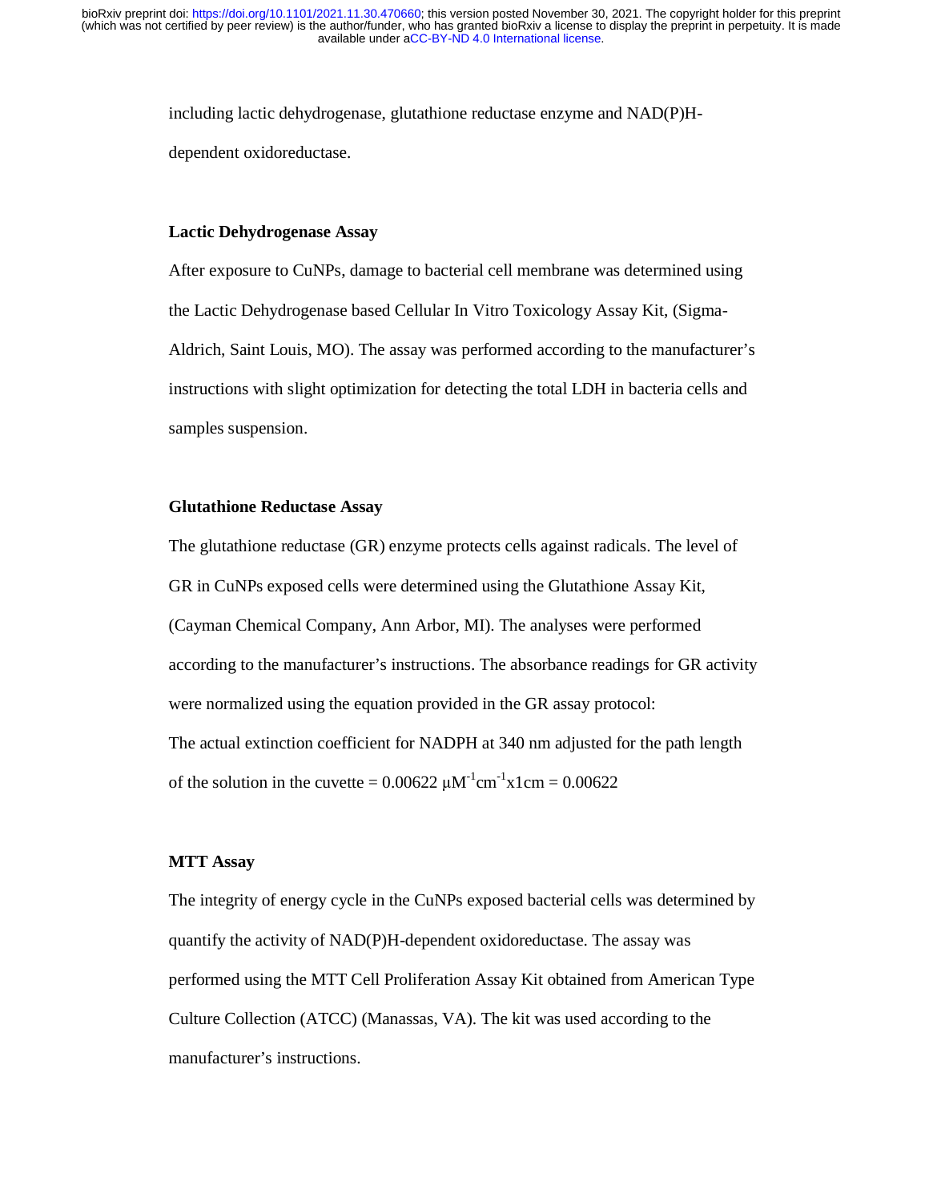including lactic dehydrogenase, glutathione reductase enzyme and NAD(P)H-dependent oxidoreductase.

**Lactic Dehydrogenase Assay**

After exposure to CuNPs, damage to bacterial cell membrane was determined using the Lactic Dehydrogenase based Cellular In Vitro Toxicology Assay Kit, (Sigma-Aldrich, Saint Louis, MO). The assay was performed according to the manufacturer's instructions with slight optimization for detecting the total LDH in bacteria cells and samples suspension.

**Glutathione Reductase Assay**

The glutathione reductase (GR) enzyme protects cells against radicals. The level of GR in CuNPs exposed cells were determined using the Glutathione Assay Kit, (Cayman Chemical Company, Ann Arbor, MI). The analyses were performed according to the manufacturer's instructions. The absorbance readings for GR activity were normalized using the equation provided in the GR assay protocol:

The actual extinction coefficient for NADPH at 340 nm adjusted for the path length of the solution in the cuvette = $0.00622\ \mu M^{-1} cm^{-1} \times 1 cm = 0.00622$

**MTT Assay**

The integrity of energy cycle in the CuNPs exposed bacterial cells was determined by quantify the activity of NAD(P)H-dependent oxidoreductase. The assay was performed using the MTT Cell Proliferation Assay Kit obtained from American Type Culture Collection (ATCC) (Manassas, VA). The kit was used according to the manufacturer's instructions.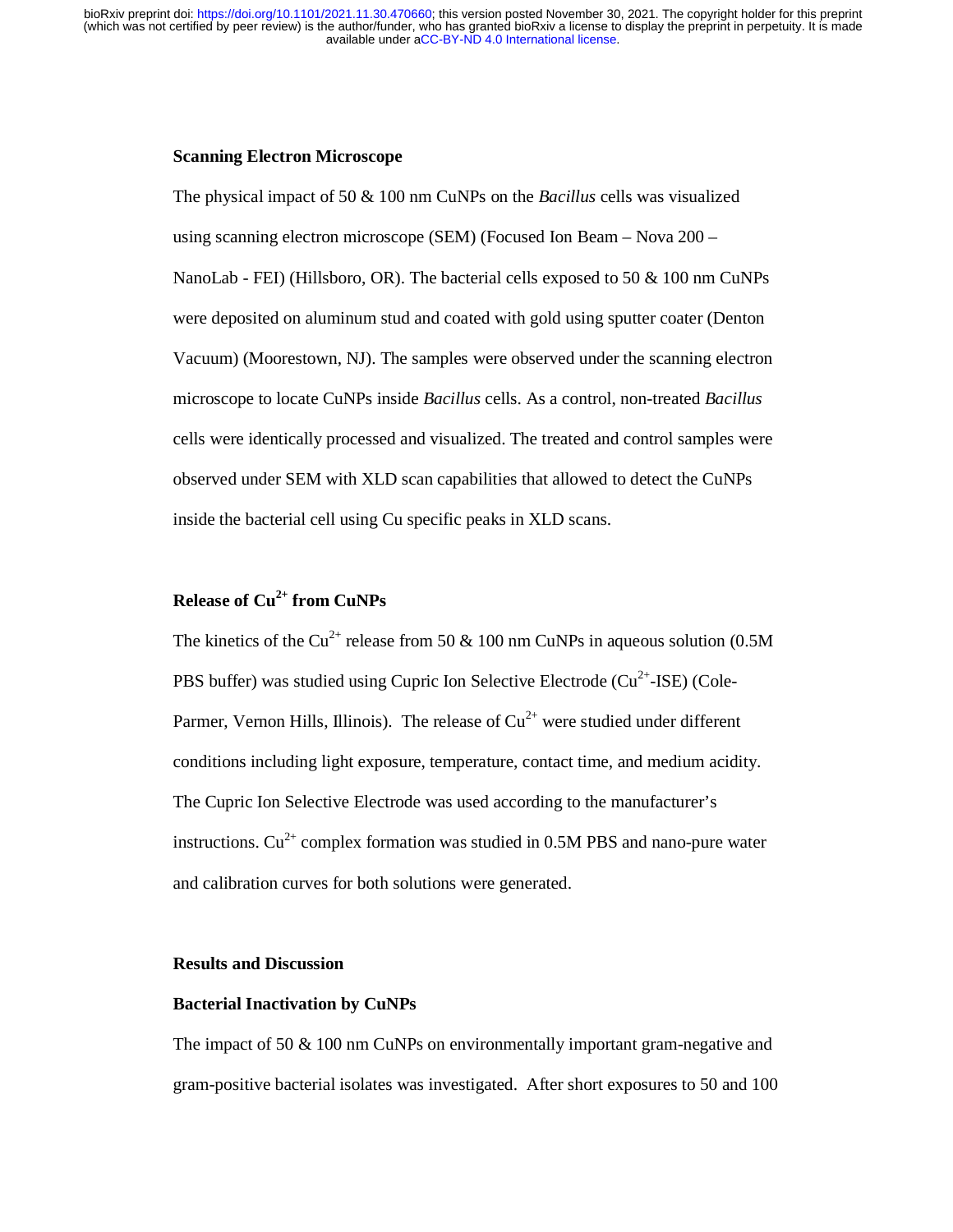### Scanning Electron Microscope

The physical impact of 50 & 100 nm CuNPs on the *Bacillus* cells was visualized using scanning electron microscope (SEM) (Focused Ion Beam – Nova 200 – NanoLab - FEI) (Hillsboro, OR). The bacterial cells exposed to 50 & 100 nm CuNPs were deposited on aluminum stud and coated with gold using sputter coater (Denton Vacuum) (Moorestown, NJ). The samples were observed under the scanning electron microscope to locate CuNPs inside *Bacillus* cells. As a control, non-treated *Bacillus* cells were identically processed and visualized. The treated and control samples were observed under SEM with XLD scan capabilities that allowed to detect the CuNPs inside the bacterial cell using Cu specific peaks in XLD scans.

### Release of $Cu^{2+}$ from CuNPs

The kinetics of the $Cu^{2+}$ release from 50 & 100 nm CuNPs in aqueous solution (0.5M PBS buffer) was studied using Cupric Ion Selective Electrode ($Cu^{2+}$-ISE) (Cole-Parmer, Vernon Hills, Illinois). The release of $Cu^{2+}$ were studied under different conditions including light exposure, temperature, contact time, and medium acidity. The Cupric Ion Selective Electrode was used according to the manufacturer's instructions. $Cu^{2+}$ complex formation was studied in 0.5M PBS and nano-pure water and calibration curves for both solutions were generated.

## Results and Discussion

### Bacterial Inactivation by CuNPs

The impact of 50 & 100 nm CuNPs on environmentally important gram-negative and gram-positive bacterial isolates was investigated. After short exposures to 50 and 100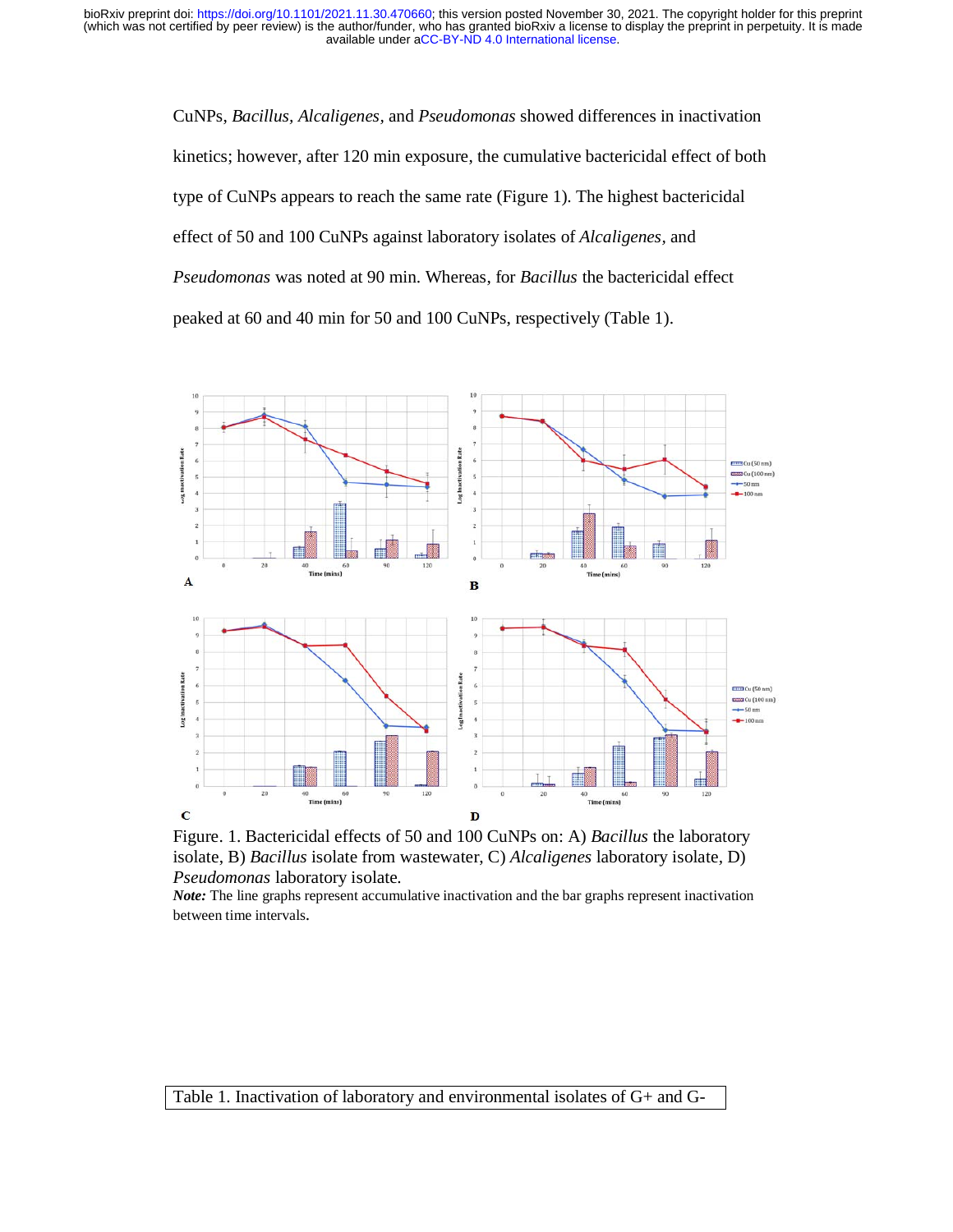CuNPs, *Bacillus*, *Alcaligenes*, and *Pseudomonas* showed differences in inactivation kinetics; however, after 120 min exposure, the cumulative bactericidal effect of both type of CuNPs appears to reach the same rate (Figure 1). The highest bactericidal effect of 50 and 100 CuNPs against laboratory isolates of *Alcaligenes*, and *Pseudomonas* was noted at 90 min. Whereas, for *Bacillus* the bactericidal effect peaked at 60 and 40 min for 50 and 100 CuNPs, respectively (Table 1).

Figure. 1. Bactericidal effects of 50 and 100 CuNPs on: A) *Bacillus* the laboratory isolate, B) *Bacillus* isolate from wastewater, C) *Alcaligenes* laboratory isolate, D) *Pseudomonas* laboratory isolate.

***Note:*** The line graphs represent accumulative inactivation and the bar graphs represent inactivation between time intervals.

Table 1. Inactivation of laboratory and environmental isolates of G+ and G-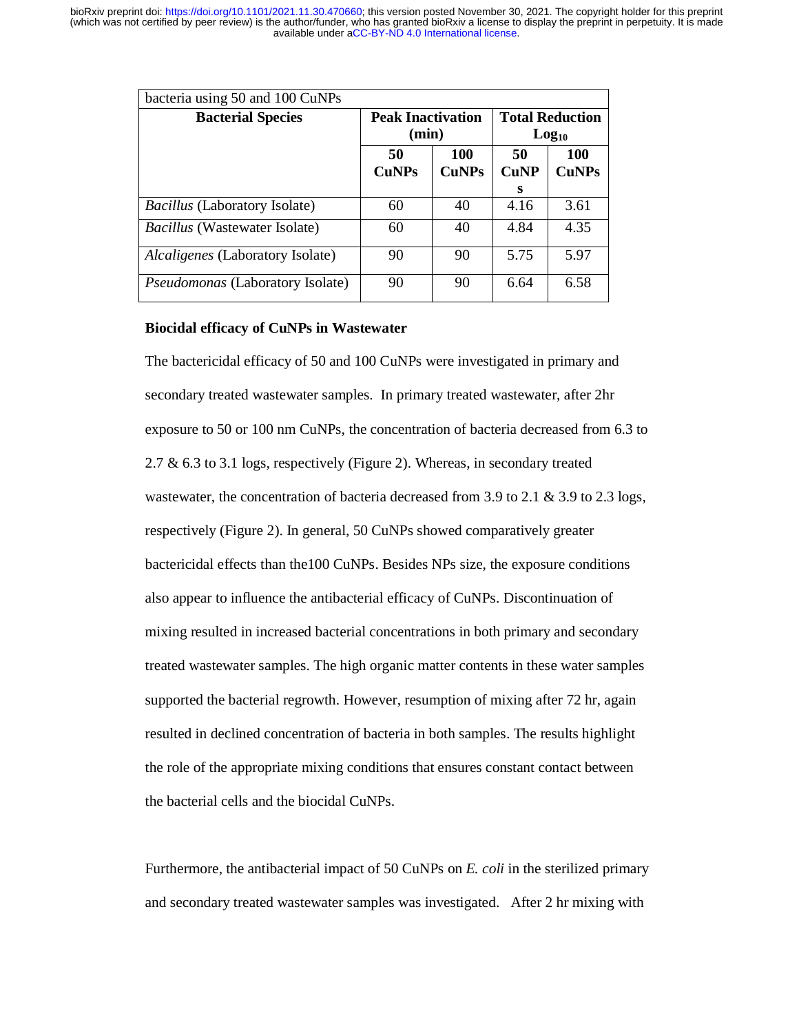| bacteria using 50 and 100 CuNPs | | | | |
|---|---|---|---|---|
| **Bacterial Species** | **Peak Inactivation (min)** | | **Total Reduction $Log_{10}$** | |
| | **50 CuNPs** | **100 CuNPs** | **50 CuNPs** | **100 CuNPs** |
| *Bacillus* (Laboratory Isolate) | 60 | 40 | 4.16 | 3.61 |
| *Bacillus* (Wastewater Isolate) | 60 | 40 | 4.84 | 4.35 |
| *Alcaligenes* (Laboratory Isolate) | 90 | 90 | 5.75 | 5.97 |
| *Pseudomonas* (Laboratory Isolate) | 90 | 90 | 6.64 | 6.58 |

**Biocidal efficacy of CuNPs in Wastewater**

The bactericidal efficacy of 50 and 100 CuNPs were investigated in primary and secondary treated wastewater samples. In primary treated wastewater, after 2hr exposure to 50 or 100 nm CuNPs, the concentration of bacteria decreased from 6.3 to 2.7 & 6.3 to 3.1 logs, respectively (Figure 2). Whereas, in secondary treated wastewater, the concentration of bacteria decreased from 3.9 to 2.1 & 3.9 to 2.3 logs, respectively (Figure 2). In general, 50 CuNPs showed comparatively greater bactericidal effects than the100 CuNPs. Besides NPs size, the exposure conditions also appear to influence the antibacterial efficacy of CuNPs. Discontinuation of mixing resulted in increased bacterial concentrations in both primary and secondary treated wastewater samples. The high organic matter contents in these water samples supported the bacterial regrowth. However, resumption of mixing after 72 hr, again resulted in declined concentration of bacteria in both samples. The results highlight the role of the appropriate mixing conditions that ensures constant contact between the bacterial cells and the biocidal CuNPs.

Furthermore, the antibacterial impact of 50 CuNPs on *E. coli* in the sterilized primary and secondary treated wastewater samples was investigated. After 2 hr mixing with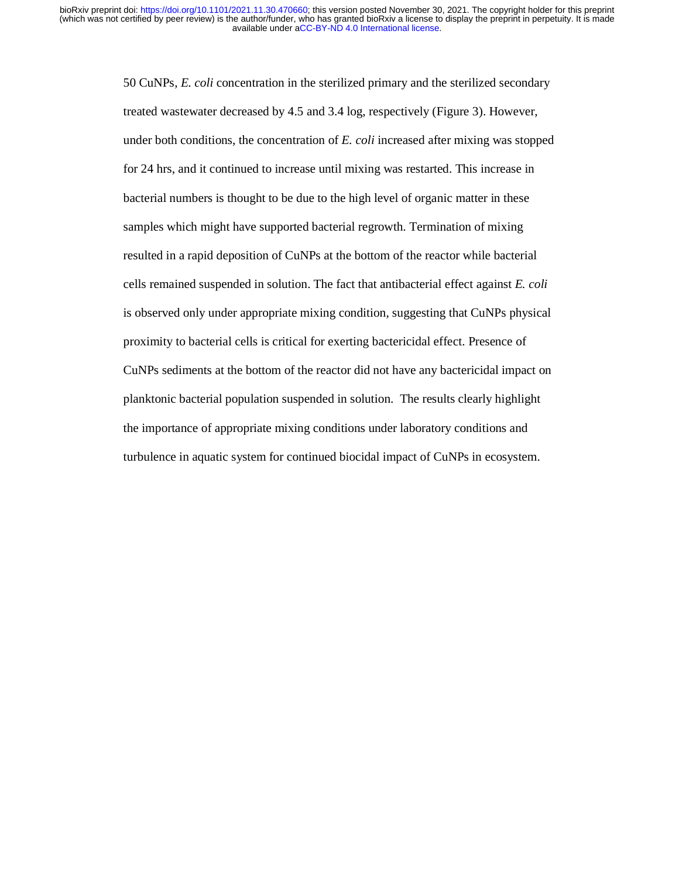50 CuNPs, *E. coli* concentration in the sterilized primary and the sterilized secondary treated wastewater decreased by 4.5 and 3.4 log, respectively (Figure 3). However, under both conditions, the concentration of *E. coli* increased after mixing was stopped for 24 hrs, and it continued to increase until mixing was restarted. This increase in bacterial numbers is thought to be due to the high level of organic matter in these samples which might have supported bacterial regrowth. Termination of mixing resulted in a rapid deposition of CuNPs at the bottom of the reactor while bacterial cells remained suspended in solution. The fact that antibacterial effect against *E. coli* is observed only under appropriate mixing condition, suggesting that CuNPs physical proximity to bacterial cells is critical for exerting bactericidal effect. Presence of CuNPs sediments at the bottom of the reactor did not have any bactericidal impact on planktonic bacterial population suspended in solution. The results clearly highlight the importance of appropriate mixing conditions under laboratory conditions and turbulence in aquatic system for continued biocidal impact of CuNPs in ecosystem.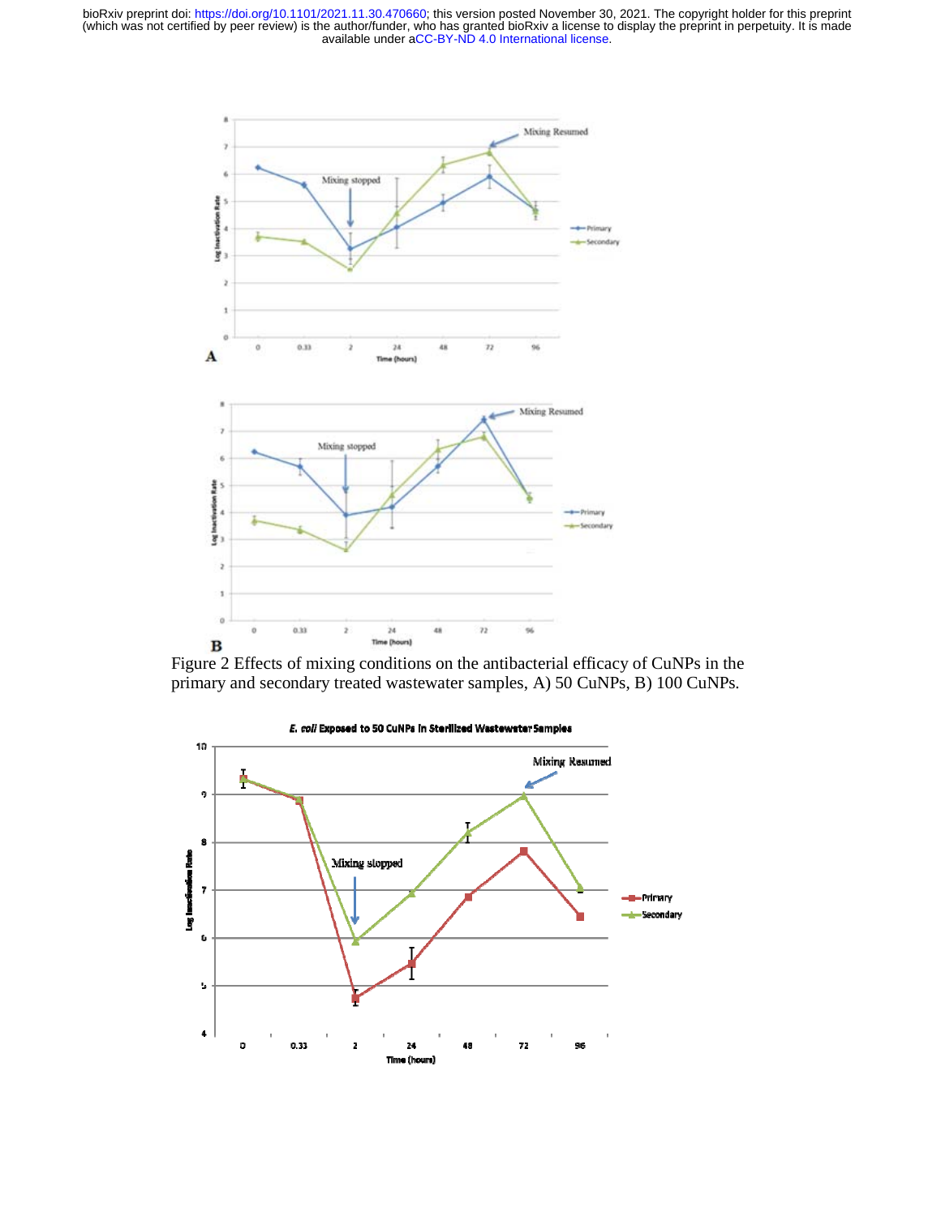Figure 2 Effects of mixing conditions on the antibacterial efficacy of CuNPs in the primary and secondary treated wastewater samples, A) 50 CuNPs, B) 100 CuNPs.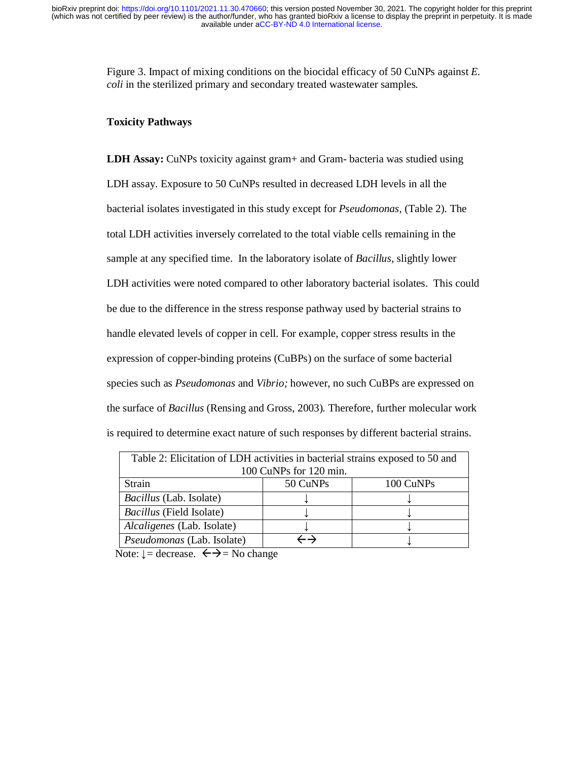Figure 3. Impact of mixing conditions on the biocidal efficacy of 50 CuNPs against *E. coli* in the sterilized primary and secondary treated wastewater samples.

**Toxicity Pathways**

**LDH Assay:** CuNPs toxicity against gram+ and Gram- bacteria was studied using LDH assay. Exposure to 50 CuNPs resulted in decreased LDH levels in all the bacterial isolates investigated in this study except for *Pseudomonas*, (Table 2). The total LDH activities inversely correlated to the total viable cells remaining in the sample at any specified time. In the laboratory isolate of *Bacillus*, slightly lower LDH activities were noted compared to other laboratory bacterial isolates. This could be due to the difference in the stress response pathway used by bacterial strains to handle elevated levels of copper in cell. For example, copper stress results in the expression of copper-binding proteins (CuBPs) on the surface of some bacterial species such as *Pseudomonas* and *Vibrio;* however, no such CuBPs are expressed on the surface of *Bacillus* (Rensing and Gross, 2003). Therefore, further molecular work is required to determine exact nature of such responses by different bacterial strains.

Table 2: Elicitation of LDH activities in bacterial strains exposed to 50 and 100 CuNPs for 120 min.

| Strain | 50 CuNPs | 100 CuNPs |
|---|---|---|
| *Bacillus* (Lab. Isolate) | ↓ | ↓ |
| *Bacillus* (Field Isolate) | ↓ | ↓ |
| *Alcaligenes* (Lab. Isolate) | ↓ | ↓ |
| *Pseudomonas* (Lab. Isolate) | ←→ | ↓ |

Note: ↓ = decrease. ←→ = No change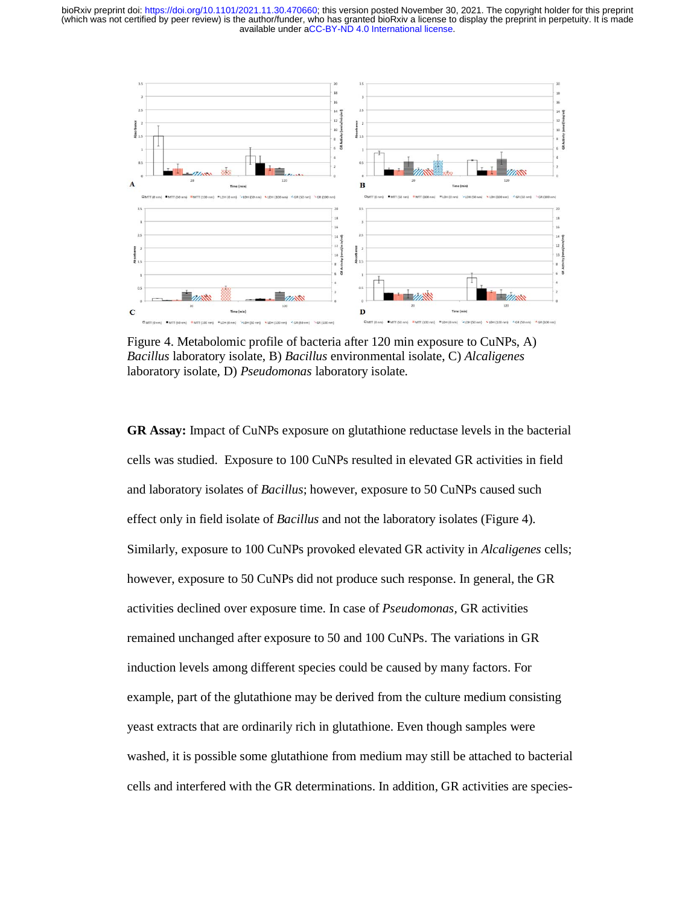Figure 4. Metabolomic profile of bacteria after 120 min exposure to CuNPs, A) *Bacillus* laboratory isolate, B) *Bacillus* environmental isolate, C) *Alcaligenes* laboratory isolate, D) *Pseudomonas* laboratory isolate.

**GR Assay:** Impact of CuNPs exposure on glutathione reductase levels in the bacterial cells was studied. Exposure to 100 CuNPs resulted in elevated GR activities in field and laboratory isolates of *Bacillus*; however, exposure to 50 CuNPs caused such effect only in field isolate of *Bacillus* and not the laboratory isolates (Figure 4). Similarly, exposure to 100 CuNPs provoked elevated GR activity in *Alcaligenes* cells; however, exposure to 50 CuNPs did not produce such response. In general, the GR activities declined over exposure time. In case of *Pseudomonas*, GR activities remained unchanged after exposure to 50 and 100 CuNPs. The variations in GR induction levels among different species could be caused by many factors. For example, part of the glutathione may be derived from the culture medium consisting yeast extracts that are ordinarily rich in glutathione. Even though samples were washed, it is possible some glutathione from medium may still be attached to bacterial cells and interfered with the GR determinations. In addition, GR activities are species-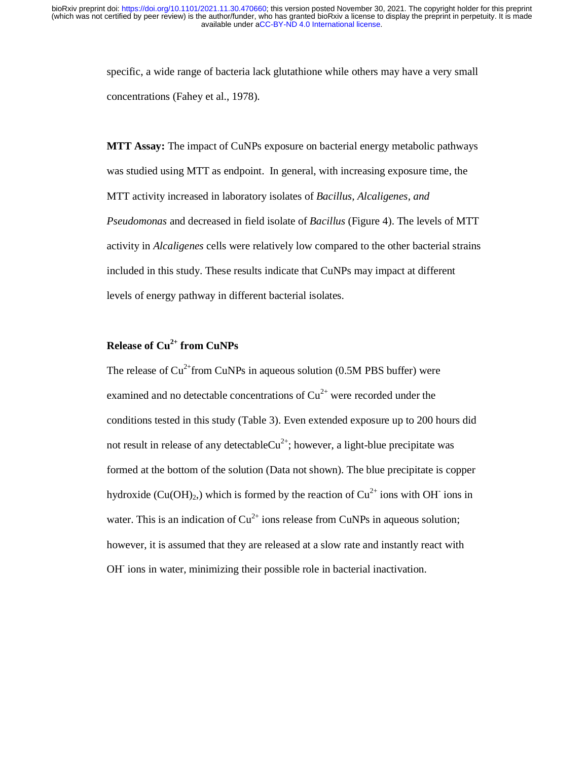specific, a wide range of bacteria lack glutathione while others may have a very small concentrations (Fahey et al., 1978).

**MTT Assay:** The impact of CuNPs exposure on bacterial energy metabolic pathways was studied using MTT as endpoint. In general, with increasing exposure time, the MTT activity increased in laboratory isolates of *Bacillus*, *Alcaligenes*, *and Pseudomonas* and decreased in field isolate of *Bacillus* (Figure 4). The levels of MTT activity in *Alcaligenes* cells were relatively low compared to the other bacterial strains included in this study. These results indicate that CuNPs may impact at different levels of energy pathway in different bacterial isolates.

**Release of $Cu^{2+}$ from CuNPs**

The release of $Cu^{2+}$from CuNPs in aqueous solution (0.5M PBS buffer) were examined and no detectable concentrations of $Cu^{2+}$ were recorded under the conditions tested in this study (Table 3). Even extended exposure up to 200 hours did not result in release of any detectable$Cu^{2+}$; however, a light-blue precipitate was formed at the bottom of the solution (Data not shown). The blue precipitate is copper hydroxide ($Cu(OH)_2$,) which is formed by the reaction of $Cu^{2+}$ ions with $OH^-$ ions in water. This is an indication of $Cu^{2+}$ ions release from CuNPs in aqueous solution; however, it is assumed that they are released at a slow rate and instantly react with $OH^-$ ions in water, minimizing their possible role in bacterial inactivation.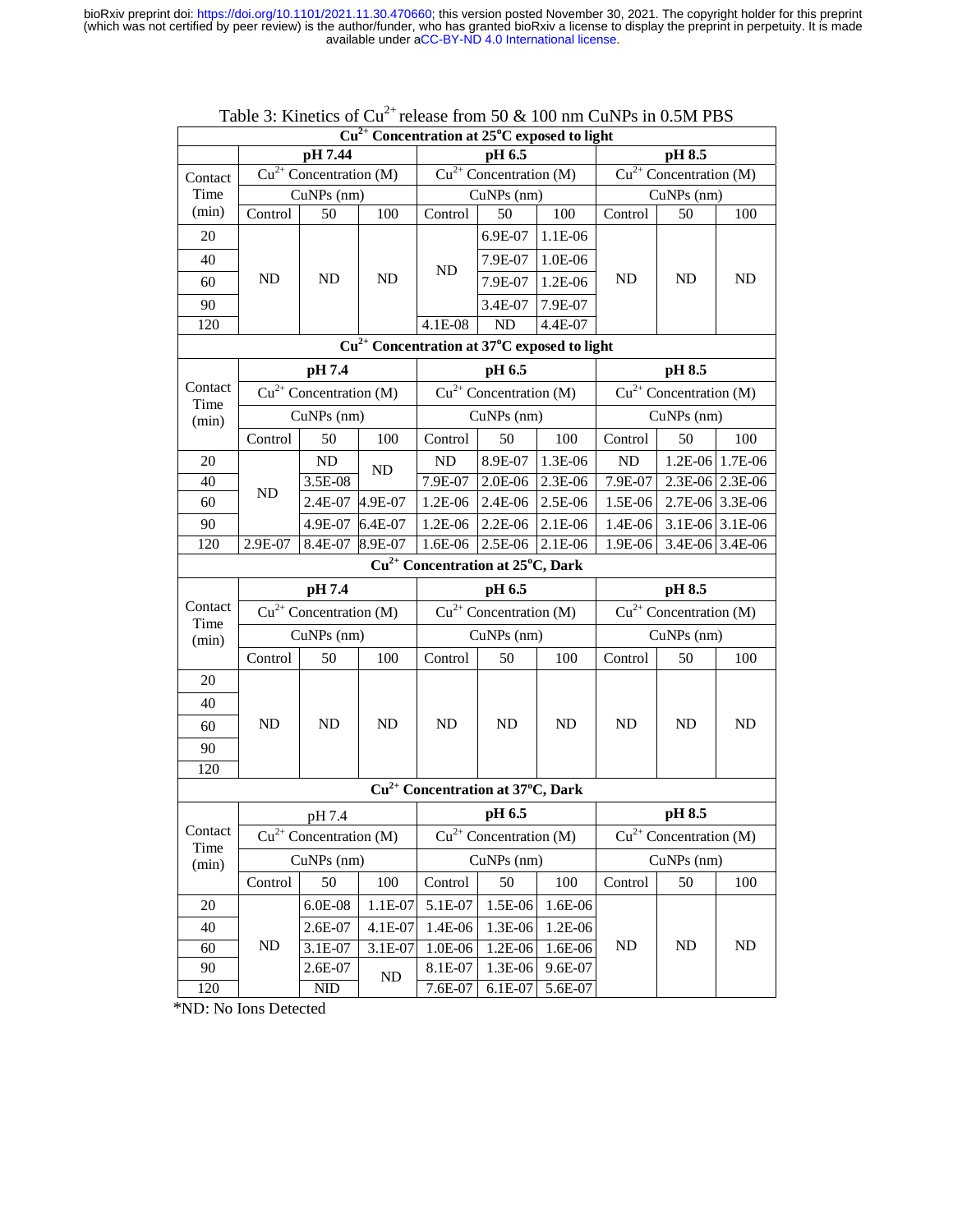Table 3: Kinetics of $Cu^{2+}$ release from 50 & 100 nm CuNPs in 0.5M PBS

| $Cu^{2+}$ Concentration at 25°C exposed to light | | | | | | | | | |
|---|---|---|---|---|---|---|---|---|---|
| | **pH 7.44** | | | **pH 6.5** | | | **pH 8.5** | | |
| Contact Time (min) | $Cu^{2+}$ Concentration (M) | | | $Cu^{2+}$ Concentration (M) | | | $Cu^{2+}$ Concentration (M) | | |
| | CuNPs (nm) | | | CuNPs (nm) | | | CuNPs (nm) | | |
| | Control | 50 | 100 | Control | 50 | 100 | Control | 50 | 100 |
| 20 | ND | ND | ND | ND | 6.9E-07 | 1.1E-06 | ND | ND | ND |
| 40 | | | | | 7.9E-07 | 1.0E-06 | | | |
| 60 | | | | | 7.9E-07 | 1.2E-06 | | | |
| 90 | | | | | 3.4E-07 | 7.9E-07 | | | |
| 120 | | | | 4.1E-08 | ND | 4.4E-07 | | | |

| $Cu^{2+}$ Concentration at 37°C exposed to light | | | | | | | | | |
|---|---|---|---|---|---|---|---|---|---|
| | **pH 7.4** | | | **pH 6.5** | | | **pH 8.5** | | |
| Contact Time (min) | $Cu^{2+}$ Concentration (M) | | | $Cu^{2+}$ Concentration (M) | | | $Cu^{2+}$ Concentration (M) | | |
| | CuNPs (nm) | | | CuNPs (nm) | | | CuNPs (nm) | | |
| | Control | 50 | 100 | Control | 50 | 100 | Control | 50 | 100 |
| 20 | ND | ND | ND | ND | 8.9E-07 | 1.3E-06 | ND | 1.2E-06 | 1.7E-06 |
| 40 | | 3.5E-08 | | 7.9E-07 | 2.0E-06 | 2.3E-06 | 7.9E-07 | 2.3E-06 | 2.3E-06 |
| 60 | | 2.4E-07 | 4.9E-07 | 1.2E-06 | 2.4E-06 | 2.5E-06 | 1.5E-06 | 2.7E-06 | 3.3E-06 |
| 90 | | 4.9E-07 | 6.4E-07 | 1.2E-06 | 2.2E-06 | 2.1E-06 | 1.4E-06 | 3.1E-06 | 3.1E-06 |
| 120 | 2.9E-07 | 8.4E-07 | 8.9E-07 | 1.6E-06 | 2.5E-06 | 2.1E-06 | 1.9E-06 | 3.4E-06 | 3.4E-06 |

| $Cu^{2+}$ Concentration at 25°C, Dark | | | | | | | | | |
|---|---|---|---|---|---|---|---|---|---|
| | **pH 7.4** | | | **pH 6.5** | | | **pH 8.5** | | |
| Contact Time (min) | $Cu^{2+}$ Concentration (M) | | | $Cu^{2+}$ Concentration (M) | | | $Cu^{2+}$ Concentration (M) | | |
| | CuNPs (nm) | | | CuNPs (nm) | | | CuNPs (nm) | | |
| | Control | 50 | 100 | Control | 50 | 100 | Control | 50 | 100 |
| 20 | ND | ND | ND | ND | ND | ND | ND | ND | ND |
| 40 | | | | | | | | | |
| 60 | | | | | | | | | |
| 90 | | | | | | | | | |
| 120 | | | | | | | | | |

| $Cu^{2+}$ Concentration at 37°C, Dark | | | | | | | | | |
|---|---|---|---|---|---|---|---|---|---|
| | pH 7.4 | | | **pH 6.5** | | | **pH 8.5** | | |
| Contact Time (min) | $Cu^{2+}$ Concentration (M) | | | $Cu^{2+}$ Concentration (M) | | | $Cu^{2+}$ Concentration (M) | | |
| | CuNPs (nm) | | | CuNPs (nm) | | | CuNPs (nm) | | |
| | Control | 50 | 100 | Control | 50 | 100 | Control | 50 | 100 |
| 20 | ND | 6.0E-08 | 1.1E-07 | 5.1E-07 | 1.5E-06 | 1.6E-06 | ND | ND | ND |
| 40 | | 2.6E-07 | 4.1E-07 | 1.4E-06 | 1.3E-06 | 1.2E-06 | | | |
| 60 | | 3.1E-07 | 3.1E-07 | 1.0E-06 | 1.2E-06 | 1.6E-06 | | | |
| 90 | | 2.6E-07 | ND | 8.1E-07 | 1.3E-06 | 9.6E-07 | | | |
| 120 | | NID | | 7.6E-07 | 6.1E-07 | 5.6E-07 | | | |

*ND: No Ions Detected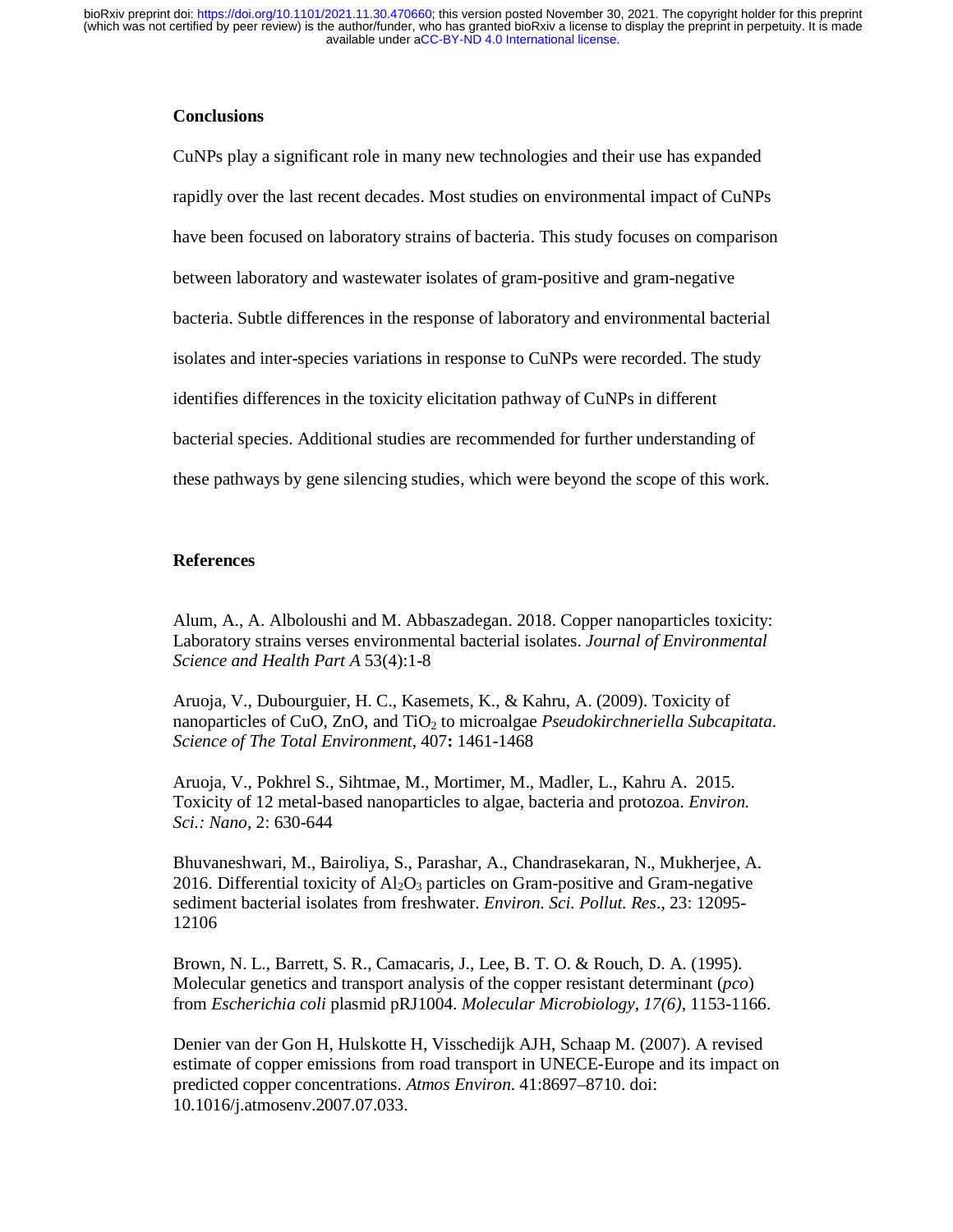## Conclusions

CuNPs play a significant role in many new technologies and their use has expanded rapidly over the last recent decades. Most studies on environmental impact of CuNPs have been focused on laboratory strains of bacteria. This study focuses on comparison between laboratory and wastewater isolates of gram-positive and gram-negative bacteria. Subtle differences in the response of laboratory and environmental bacterial isolates and inter-species variations in response to CuNPs were recorded. The study identifies differences in the toxicity elicitation pathway of CuNPs in different bacterial species. Additional studies are recommended for further understanding of these pathways by gene silencing studies, which were beyond the scope of this work.

## References

Alum, A., A. Alboloushi and M. Abbaszadegan. 2018. Copper nanoparticles toxicity: Laboratory strains verses environmental bacterial isolates. *Journal of Environmental Science and Health Part A* 53(4):1-8

Aruoja, V., Dubourguier, H. C., Kasemets, K., & Kahru, A. (2009). Toxicity of nanoparticles of CuO, ZnO, and $TiO_2$ to microalgae *Pseudokirchneriella Subcapitata*. *Science of The Total Environment*, 407**:** 1461-1468

Aruoja, V., Pokhrel S., Sihtmae, M., Mortimer, M., Madler, L., Kahru A. 2015. Toxicity of 12 metal-based nanoparticles to algae, bacteria and protozoa. *Environ. Sci.: Nano*, 2: 630-644

Bhuvaneshwari, M., Bairoliya, S., Parashar, A., Chandrasekaran, N., Mukherjee, A. 2016. Differential toxicity of $Al_2O_3$ particles on Gram-positive and Gram-negative sediment bacterial isolates from freshwater. *Environ. Sci. Pollut. Res*., 23: 12095-12106

Brown, N. L., Barrett, S. R., Camacaris, J., Lee, B. T. O. & Rouch, D. A. (1995). Molecular genetics and transport analysis of the copper resistant determinant (*pco*) from *Escherichia coli* plasmid pRJ1004. *Molecular Microbiology*, *17(6)*, 1153-1166.

Denier van der Gon H, Hulskotte H, Visschedijk AJH, Schaap M. (2007). A revised estimate of copper emissions from road transport in UNECE-Europe and its impact on predicted copper concentrations. *Atmos Environ*. 41:8697–8710. doi: 10.1016/j.atmosenv.2007.07.033.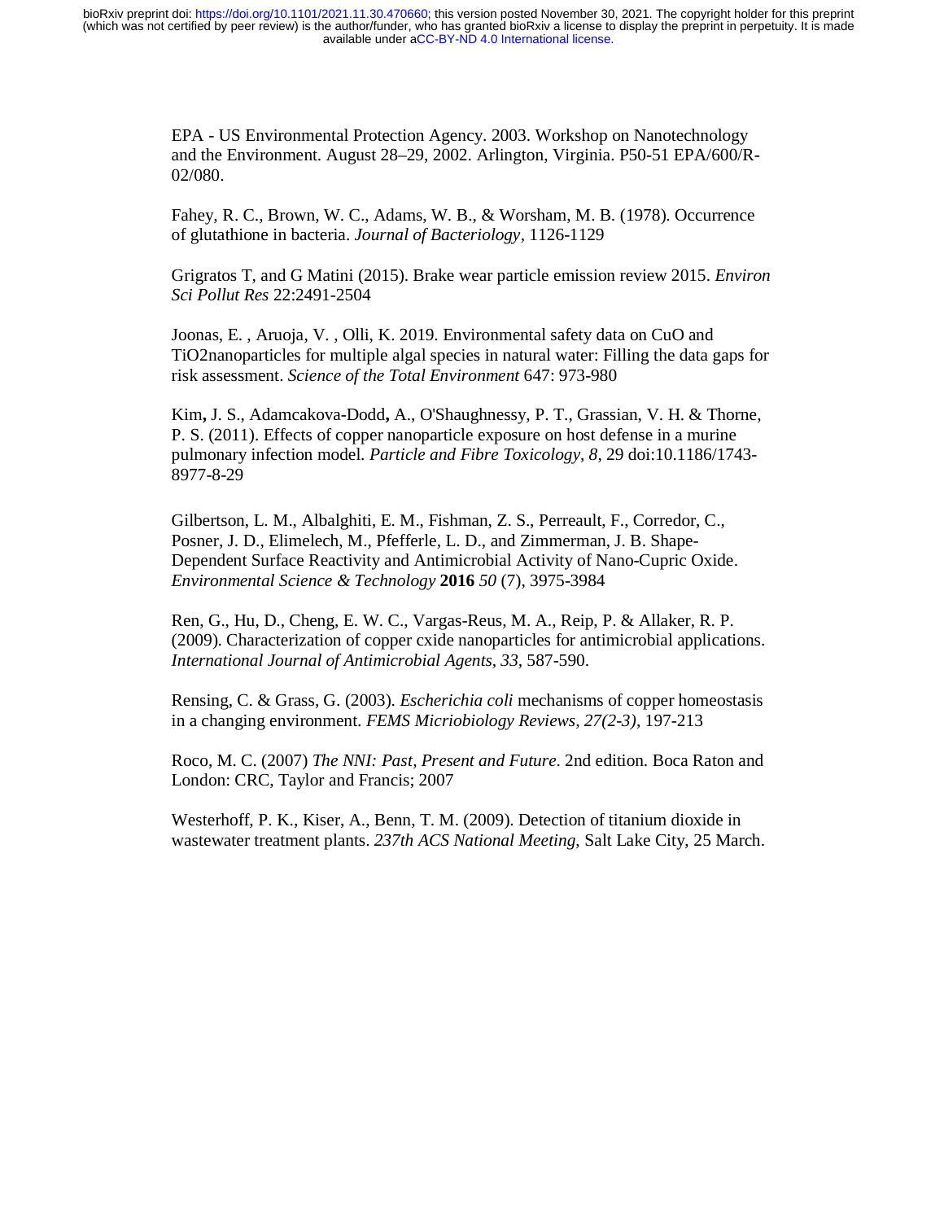EPA - US Environmental Protection Agency. 2003. Workshop on Nanotechnology and the Environment. August 28–29, 2002. Arlington, Virginia. P50-51 EPA/600/R-02/080.

Fahey, R. C., Brown, W. C., Adams, W. B., & Worsham, M. B. (1978). Occurrence of glutathione in bacteria. *Journal of Bacteriology*, 1126-1129

Grigratos T, and G Matini (2015). Brake wear particle emission review 2015. *Environ Sci Pollut Res* 22:2491-2504

Joonas, E. , Aruoja, V. , Olli, K. 2019. Environmental safety data on CuO and TiO2nanoparticles for multiple algal species in natural water: Filling the data gaps for risk assessment. *Science of the Total Environment* 647: 973-980

Kim**,** J. S., Adamcakova-Dodd**,** A., O'Shaughnessy, P. T., Grassian, V. H. & Thorne, P. S. (2011). Effects of copper nanoparticle exposure on host defense in a murine pulmonary infection model. *Particle and Fibre Toxicology, 8,* 29 doi:10.1186/1743-8977-8-29

Gilbertson, L. M., Albalghiti, E. M., Fishman, Z. S., Perreault, F., Corredor, C., Posner, J. D., Elimelech, M., Pfefferle, L. D., and Zimmerman, J. B. Shape-Dependent Surface Reactivity and Antimicrobial Activity of Nano-Cupric Oxide. *Environmental Science & Technology* **2016** *50* (7), 3975-3984

Ren, G., Hu, D., Cheng, E. W. C., Vargas-Reus, M. A., Reip, P. & Allaker, R. P. (2009). Characterization of copper cxide nanoparticles for antimicrobial applications. *International Journal of Antimicrobial Agents, 33,* 587-590.

Rensing, C. & Grass, G. (2003). *Escherichia coli* mechanisms of copper homeostasis in a changing environment. *FEMS Micriobiology Reviews, 27(2-3),* 197-213

Roco, M. C. (2007) *The NNI: Past, Present and Future*. 2nd edition. Boca Raton and London: CRC, Taylor and Francis; 2007

Westerhoff, P. K., Kiser, A., Benn, T. M. (2009). Detection of titanium dioxide in wastewater treatment plants. *237th ACS National Meeting*, Salt Lake City, 25 March.